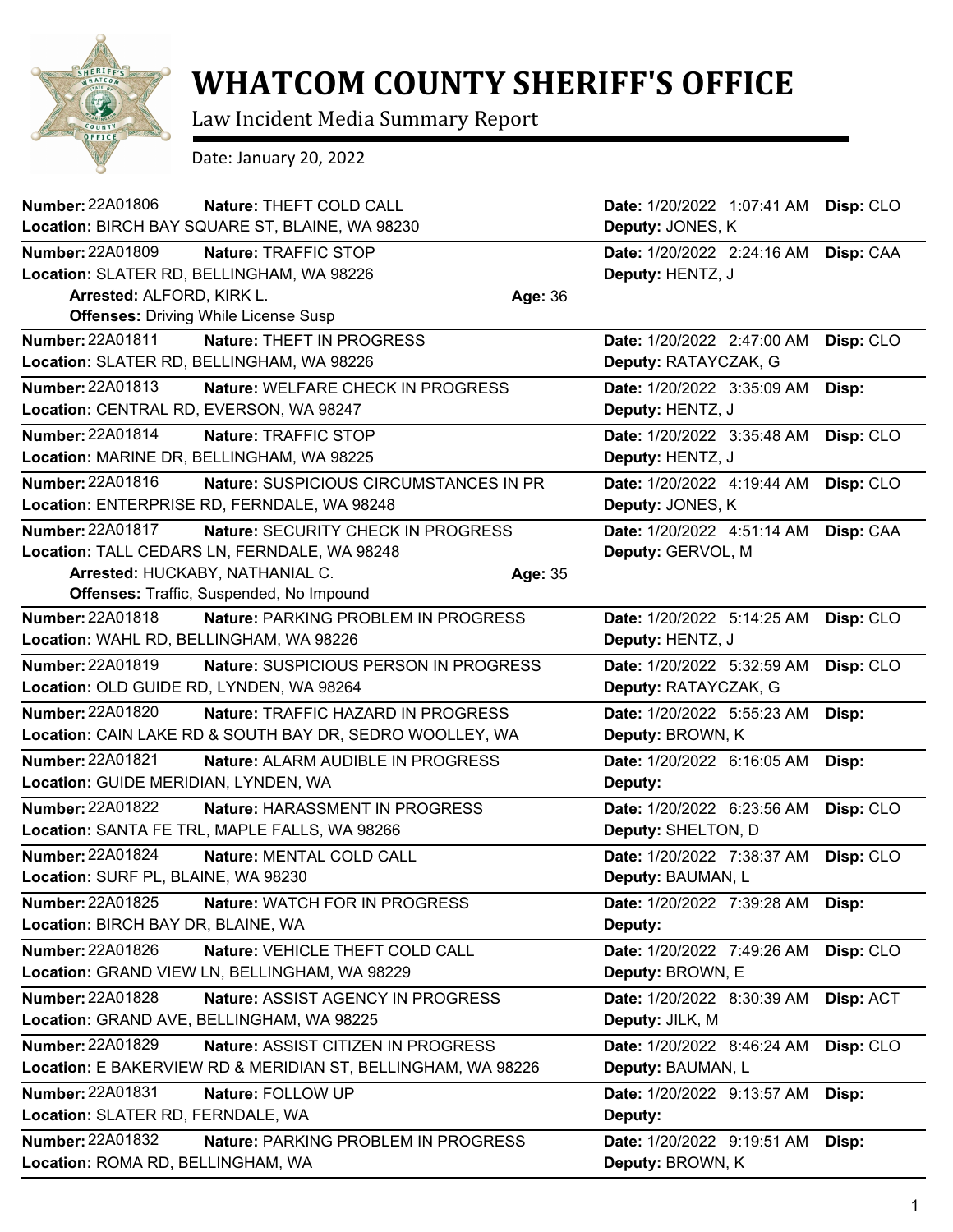# WHATCOM COUNTY SHERIFF'S OFFICE

Law Incident Media Summary Report

Date: January 20, 2022

**Number:** 22A01806 **Nature:** THEFT COLD CALL **Date:** 1/20/2022 1:07:41 AM **Disp:** CLO
**Location:** BIRCH BAY SQUARE ST, BLAINE, WA 98230 **Deputy:** JONES, K

---

**Number:** 22A01809 **Nature:** TRAFFIC STOP **Date:** 1/20/2022 2:24:16 AM **Disp:** CAA
**Location:** SLATER RD, BELLINGHAM, WA 98226 **Deputy:** HENTZ, J
**Arrested:** ALFORD, KIRK L. **Age:** 36
**Offenses:** Driving While License Susp

---

**Number:** 22A01811 **Nature:** THEFT IN PROGRESS **Date:** 1/20/2022 2:47:00 AM **Disp:** CLO
**Location:** SLATER RD, BELLINGHAM, WA 98226 **Deputy:** RATAYCZAK, G

---

**Number:** 22A01813 **Nature:** WELFARE CHECK IN PROGRESS **Date:** 1/20/2022 3:35:09 AM **Disp:**
**Location:** CENTRAL RD, EVERSON, WA 98247 **Deputy:** HENTZ, J

---

**Number:** 22A01814 **Nature:** TRAFFIC STOP **Date:** 1/20/2022 3:35:48 AM **Disp:** CLO
**Location:** MARINE DR, BELLINGHAM, WA 98225 **Deputy:** HENTZ, J

---

**Number:** 22A01816 **Nature:** SUSPICIOUS CIRCUMSTANCES IN PR **Date:** 1/20/2022 4:19:44 AM **Disp:** CLO
**Location:** ENTERPRISE RD, FERNDALE, WA 98248 **Deputy:** JONES, K

---

**Number:** 22A01817 **Nature:** SECURITY CHECK IN PROGRESS **Date:** 1/20/2022 4:51:14 AM **Disp:** CAA
**Location:** TALL CEDARS LN, FERNDALE, WA 98248 **Deputy:** GERVOL, M
**Arrested:** HUCKABY, NATHANIAL C. **Age:** 35
**Offenses:** Traffic, Suspended, No Impound

---

**Number:** 22A01818 **Nature:** PARKING PROBLEM IN PROGRESS **Date:** 1/20/2022 5:14:25 AM **Disp:** CLO
**Location:** WAHL RD, BELLINGHAM, WA 98226 **Deputy:** HENTZ, J

---

**Number:** 22A01819 **Nature:** SUSPICIOUS PERSON IN PROGRESS **Date:** 1/20/2022 5:32:59 AM **Disp:** CLO
**Location:** OLD GUIDE RD, LYNDEN, WA 98264 **Deputy:** RATAYCZAK, G

---

**Number:** 22A01820 **Nature:** TRAFFIC HAZARD IN PROGRESS **Date:** 1/20/2022 5:55:23 AM **Disp:**
**Location:** CAIN LAKE RD & SOUTH BAY DR, SEDRO WOOLLEY, WA **Deputy:** BROWN, K

---

**Number:** 22A01821 **Nature:** ALARM AUDIBLE IN PROGRESS **Date:** 1/20/2022 6:16:05 AM **Disp:**
**Location:** GUIDE MERIDIAN, LYNDEN, WA **Deputy:**

---

**Number:** 22A01822 **Nature:** HARASSMENT IN PROGRESS **Date:** 1/20/2022 6:23:56 AM **Disp:** CLO
**Location:** SANTA FE TRL, MAPLE FALLS, WA 98266 **Deputy:** SHELTON, D

---

**Number:** 22A01824 **Nature:** MENTAL COLD CALL **Date:** 1/20/2022 7:38:37 AM **Disp:** CLO
**Location:** SURF PL, BLAINE, WA 98230 **Deputy:** BAUMAN, L

---

**Number:** 22A01825 **Nature:** WATCH FOR IN PROGRESS **Date:** 1/20/2022 7:39:28 AM **Disp:**
**Location:** BIRCH BAY DR, BLAINE, WA **Deputy:**

---

**Number:** 22A01826 **Nature:** VEHICLE THEFT COLD CALL **Date:** 1/20/2022 7:49:26 AM **Disp:** CLO
**Location:** GRAND VIEW LN, BELLINGHAM, WA 98229 **Deputy:** BROWN, E

---

**Number:** 22A01828 **Nature:** ASSIST AGENCY IN PROGRESS **Date:** 1/20/2022 8:30:39 AM **Disp:** ACT
**Location:** GRAND AVE, BELLINGHAM, WA 98225 **Deputy:** JILK, M

---

**Number:** 22A01829 **Nature:** ASSIST CITIZEN IN PROGRESS **Date:** 1/20/2022 8:46:24 AM **Disp:** CLO
**Location:** E BAKERVIEW RD & MERIDIAN ST, BELLINGHAM, WA 98226 **Deputy:** BAUMAN, L

---

**Number:** 22A01831 **Nature:** FOLLOW UP **Date:** 1/20/2022 9:13:57 AM **Disp:**
**Location:** SLATER RD, FERNDALE, WA **Deputy:**

---

**Number:** 22A01832 **Nature:** PARKING PROBLEM IN PROGRESS **Date:** 1/20/2022 9:19:51 AM **Disp:**
**Location:** ROMA RD, BELLINGHAM, WA **Deputy:** BROWN, K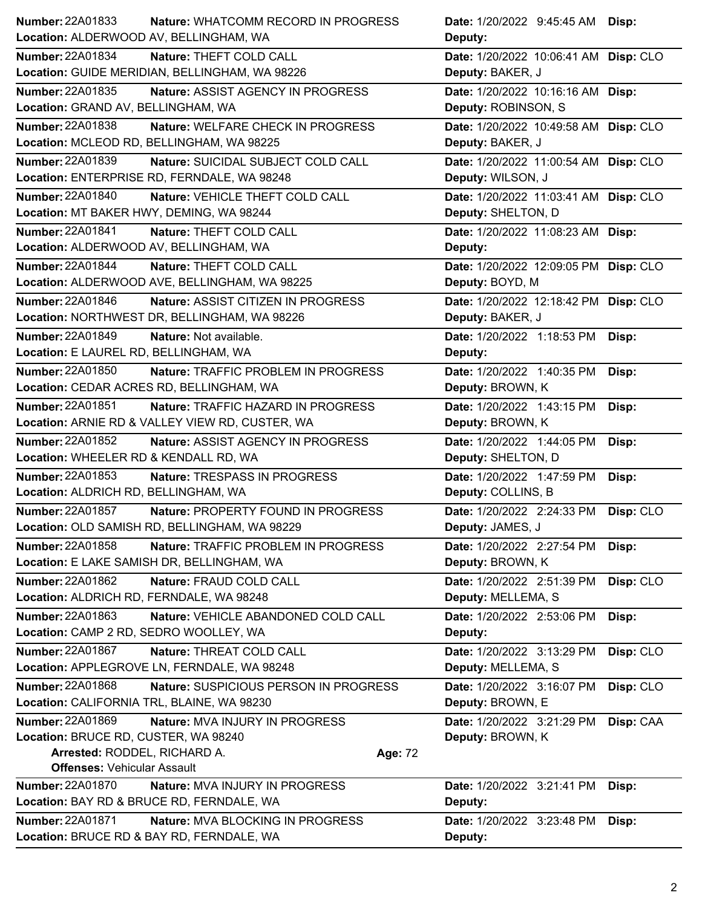**Number:** 22A01833 **Nature:** WHATCOMM RECORD IN PROGRESS **Date:** 1/20/2022 9:45:45 AM **Disp:**
**Location:** ALDERWOOD AV, BELLINGHAM, WA **Deputy:**

**Number:** 22A01834 **Nature:** THEFT COLD CALL **Date:** 1/20/2022 10:06:41 AM **Disp:** CLO
**Location:** GUIDE MERIDIAN, BELLINGHAM, WA 98226 **Deputy:** BAKER, J

**Number:** 22A01835 **Nature:** ASSIST AGENCY IN PROGRESS **Date:** 1/20/2022 10:16:16 AM **Disp:**
**Location:** GRAND AV, BELLINGHAM, WA **Deputy:** ROBINSON, S

**Number:** 22A01838 **Nature:** WELFARE CHECK IN PROGRESS **Date:** 1/20/2022 10:49:58 AM **Disp:** CLO
**Location:** MCLEOD RD, BELLINGHAM, WA 98225 **Deputy:** BAKER, J

**Number:** 22A01839 **Nature:** SUICIDAL SUBJECT COLD CALL **Date:** 1/20/2022 11:00:54 AM **Disp:** CLO
**Location:** ENTERPRISE RD, FERNDALE, WA 98248 **Deputy:** WILSON, J

**Number:** 22A01840 **Nature:** VEHICLE THEFT COLD CALL **Date:** 1/20/2022 11:03:41 AM **Disp:** CLO
**Location:** MT BAKER HWY, DEMING, WA 98244 **Deputy:** SHELTON, D

**Number:** 22A01841 **Nature:** THEFT COLD CALL **Date:** 1/20/2022 11:08:23 AM **Disp:**
**Location:** ALDERWOOD AV, BELLINGHAM, WA **Deputy:**

**Number:** 22A01844 **Nature:** THEFT COLD CALL **Date:** 1/20/2022 12:09:05 PM **Disp:** CLO
**Location:** ALDERWOOD AVE, BELLINGHAM, WA 98225 **Deputy:** BOYD, M

**Number:** 22A01846 **Nature:** ASSIST CITIZEN IN PROGRESS **Date:** 1/20/2022 12:18:42 PM **Disp:** CLO
**Location:** NORTHWEST DR, BELLINGHAM, WA 98226 **Deputy:** BAKER, J

**Number:** 22A01849 **Nature:** Not available. **Date:** 1/20/2022 1:18:53 PM **Disp:**
**Location:** E LAUREL RD, BELLINGHAM, WA **Deputy:**

**Number:** 22A01850 **Nature:** TRAFFIC PROBLEM IN PROGRESS **Date:** 1/20/2022 1:40:35 PM **Disp:**
**Location:** CEDAR ACRES RD, BELLINGHAM, WA **Deputy:** BROWN, K

**Number:** 22A01851 **Nature:** TRAFFIC HAZARD IN PROGRESS **Date:** 1/20/2022 1:43:15 PM **Disp:**
**Location:** ARNIE RD & VALLEY VIEW RD, CUSTER, WA **Deputy:** BROWN, K

**Number:** 22A01852 **Nature:** ASSIST AGENCY IN PROGRESS **Date:** 1/20/2022 1:44:05 PM **Disp:**
**Location:** WHEELER RD & KENDALL RD, WA **Deputy:** SHELTON, D

**Number:** 22A01853 **Nature:** TRESPASS IN PROGRESS **Date:** 1/20/2022 1:47:59 PM **Disp:**
**Location:** ALDRICH RD, BELLINGHAM, WA **Deputy:** COLLINS, B

**Number:** 22A01857 **Nature:** PROPERTY FOUND IN PROGRESS **Date:** 1/20/2022 2:24:33 PM **Disp:** CLO
**Location:** OLD SAMISH RD, BELLINGHAM, WA 98229 **Deputy:** JAMES, J

**Number:** 22A01858 **Nature:** TRAFFIC PROBLEM IN PROGRESS **Date:** 1/20/2022 2:27:54 PM **Disp:**
**Location:** E LAKE SAMISH DR, BELLINGHAM, WA **Deputy:** BROWN, K

**Number:** 22A01862 **Nature:** FRAUD COLD CALL **Date:** 1/20/2022 2:51:39 PM **Disp:** CLO
**Location:** ALDRICH RD, FERNDALE, WA 98248 **Deputy:** MELLEMA, S

**Number:** 22A01863 **Nature:** VEHICLE ABANDONED COLD CALL **Date:** 1/20/2022 2:53:06 PM **Disp:**
**Location:** CAMP 2 RD, SEDRO WOOLLEY, WA **Deputy:**

**Number:** 22A01867 **Nature:** THREAT COLD CALL **Date:** 1/20/2022 3:13:29 PM **Disp:** CLO
**Location:** APPLEGROVE LN, FERNDALE, WA 98248 **Deputy:** MELLEMA, S

**Number:** 22A01868 **Nature:** SUSPICIOUS PERSON IN PROGRESS **Date:** 1/20/2022 3:16:07 PM **Disp:** CLO
**Location:** CALIFORNIA TRL, BLAINE, WA 98230 **Deputy:** BROWN, E

**Number:** 22A01869 **Nature:** MVA INJURY IN PROGRESS **Date:** 1/20/2022 3:21:29 PM **Disp:** CAA
**Location:** BRUCE RD, CUSTER, WA 98240 **Deputy:** BROWN, K
**Arrested:** RODDEL, RICHARD A. **Age:** 72
**Offenses:** Vehicular Assault

**Number:** 22A01870 **Nature:** MVA INJURY IN PROGRESS **Date:** 1/20/2022 3:21:41 PM **Disp:**
**Location:** BAY RD & BRUCE RD, FERNDALE, WA **Deputy:**

**Number:** 22A01871 **Nature:** MVA BLOCKING IN PROGRESS **Date:** 1/20/2022 3:23:48 PM **Disp:**
**Location:** BRUCE RD & BAY RD, FERNDALE, WA **Deputy:**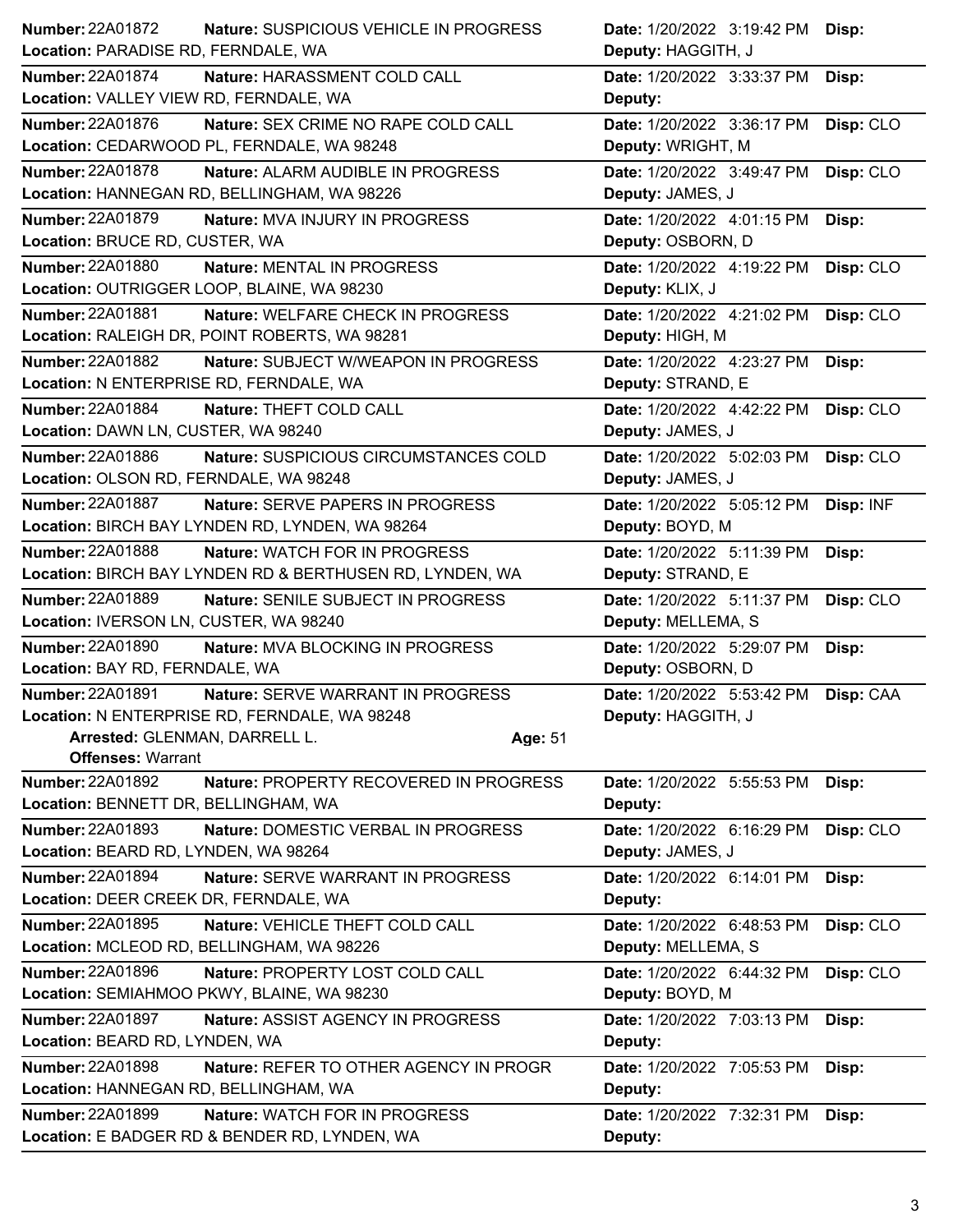| Number | Nature | Location | Date | Disp | Deputy |
|---|---|---|---|---|---|
| 22A01872 | SUSPICIOUS VEHICLE IN PROGRESS | PARADISE RD, FERNDALE, WA | 1/20/2022 3:19:42 PM | | HAGGITH, J |
| 22A01874 | HARASSMENT COLD CALL | VALLEY VIEW RD, FERNDALE, WA | 1/20/2022 3:33:37 PM | | |
| 22A01876 | SEX CRIME NO RAPE COLD CALL | CEDARWOOD PL, FERNDALE, WA 98248 | 1/20/2022 3:36:17 PM | CLO | WRIGHT, M |
| 22A01878 | ALARM AUDIBLE IN PROGRESS | HANNEGAN RD, BELLINGHAM, WA 98226 | 1/20/2022 3:49:47 PM | CLO | JAMES, J |
| 22A01879 | MVA INJURY IN PROGRESS | BRUCE RD, CUSTER, WA | 1/20/2022 4:01:15 PM | | OSBORN, D |
| 22A01880 | MENTAL IN PROGRESS | OUTRIGGER LOOP, BLAINE, WA 98230 | 1/20/2022 4:19:22 PM | CLO | KLIX, J |
| 22A01881 | WELFARE CHECK IN PROGRESS | RALEIGH DR, POINT ROBERTS, WA 98281 | 1/20/2022 4:21:02 PM | CLO | HIGH, M |
| 22A01882 | SUBJECT W/WEAPON IN PROGRESS | N ENTERPRISE RD, FERNDALE, WA | 1/20/2022 4:23:27 PM | | STRAND, E |
| 22A01884 | THEFT COLD CALL | DAWN LN, CUSTER, WA 98240 | 1/20/2022 4:42:22 PM | CLO | JAMES, J |
| 22A01886 | SUSPICIOUS CIRCUMSTANCES COLD | OLSON RD, FERNDALE, WA 98248 | 1/20/2022 5:02:03 PM | CLO | JAMES, J |
| 22A01887 | SERVE PAPERS IN PROGRESS | BIRCH BAY LYNDEN RD, LYNDEN, WA 98264 | 1/20/2022 5:05:12 PM | INF | BOYD, M |
| 22A01888 | WATCH FOR IN PROGRESS | BIRCH BAY LYNDEN RD & BERTHUSEN RD, LYNDEN, WA | 1/20/2022 5:11:39 PM | | STRAND, E |
| 22A01889 | SENILE SUBJECT IN PROGRESS | IVERSON LN, CUSTER, WA 98240 | 1/20/2022 5:11:37 PM | CLO | MELLEMA, S |
| 22A01890 | MVA BLOCKING IN PROGRESS | BAY RD, FERNDALE, WA | 1/20/2022 5:29:07 PM | | OSBORN, D |
| 22A01891 | SERVE WARRANT IN PROGRESS | N ENTERPRISE RD, FERNDALE, WA 98248 | 1/20/2022 5:53:42 PM | CAA | HAGGITH, J |
| | Arrested: GLENMAN, DARRELL L. Age: 51 Offenses: Warrant | | | | |
| 22A01892 | PROPERTY RECOVERED IN PROGRESS | BENNETT DR, BELLINGHAM, WA | 1/20/2022 5:55:53 PM | | |
| 22A01893 | DOMESTIC VERBAL IN PROGRESS | BEARD RD, LYNDEN, WA 98264 | 1/20/2022 6:16:29 PM | CLO | JAMES, J |
| 22A01894 | SERVE WARRANT IN PROGRESS | DEER CREEK DR, FERNDALE, WA | 1/20/2022 6:14:01 PM | | |
| 22A01895 | VEHICLE THEFT COLD CALL | MCLEOD RD, BELLINGHAM, WA 98226 | 1/20/2022 6:48:53 PM | CLO | MELLEMA, S |
| 22A01896 | PROPERTY LOST COLD CALL | SEMIAHMOO PKWY, BLAINE, WA 98230 | 1/20/2022 6:44:32 PM | CLO | BOYD, M |
| 22A01897 | ASSIST AGENCY IN PROGRESS | BEARD RD, LYNDEN, WA | 1/20/2022 7:03:13 PM | | |
| 22A01898 | REFER TO OTHER AGENCY IN PROGR | HANNEGAN RD, BELLINGHAM, WA | 1/20/2022 7:05:53 PM | | |
| 22A01899 | WATCH FOR IN PROGRESS | E BADGER RD & BENDER RD, LYNDEN, WA | 1/20/2022 7:32:31 PM | | |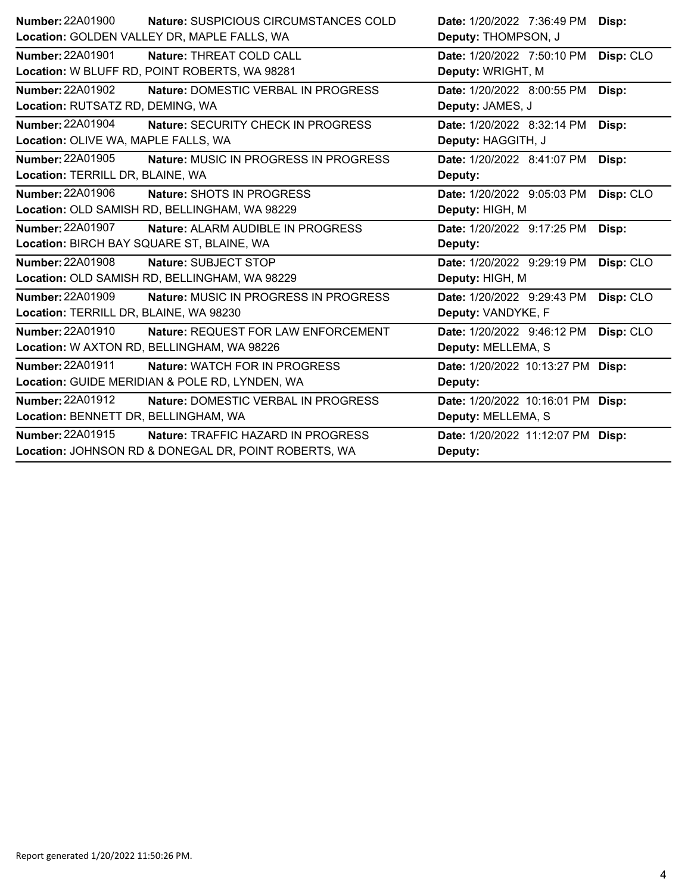**Number:** 22A01900 **Nature:** SUSPICIOUS CIRCUMSTANCES COLD **Date:** 1/20/2022 7:36:49 PM **Disp:**
**Location:** GOLDEN VALLEY DR, MAPLE FALLS, WA **Deputy:** THOMPSON, J

**Number:** 22A01901 **Nature:** THREAT COLD CALL **Date:** 1/20/2022 7:50:10 PM **Disp:** CLO
**Location:** W BLUFF RD, POINT ROBERTS, WA 98281 **Deputy:** WRIGHT, M

**Number:** 22A01902 **Nature:** DOMESTIC VERBAL IN PROGRESS **Date:** 1/20/2022 8:00:55 PM **Disp:**
**Location:** RUTSATZ RD, DEMING, WA **Deputy:** JAMES, J

**Number:** 22A01904 **Nature:** SECURITY CHECK IN PROGRESS **Date:** 1/20/2022 8:32:14 PM **Disp:**
**Location:** OLIVE WA, MAPLE FALLS, WA **Deputy:** HAGGITH, J

**Number:** 22A01905 **Nature:** MUSIC IN PROGRESS IN PROGRESS **Date:** 1/20/2022 8:41:07 PM **Disp:**
**Location:** TERRILL DR, BLAINE, WA **Deputy:**

**Number:** 22A01906 **Nature:** SHOTS IN PROGRESS **Date:** 1/20/2022 9:05:03 PM **Disp:** CLO
**Location:** OLD SAMISH RD, BELLINGHAM, WA 98229 **Deputy:** HIGH, M

**Number:** 22A01907 **Nature:** ALARM AUDIBLE IN PROGRESS **Date:** 1/20/2022 9:17:25 PM **Disp:**
**Location:** BIRCH BAY SQUARE ST, BLAINE, WA **Deputy:**

**Number:** 22A01908 **Nature:** SUBJECT STOP **Date:** 1/20/2022 9:29:19 PM **Disp:** CLO
**Location:** OLD SAMISH RD, BELLINGHAM, WA 98229 **Deputy:** HIGH, M

**Number:** 22A01909 **Nature:** MUSIC IN PROGRESS IN PROGRESS **Date:** 1/20/2022 9:29:43 PM **Disp:** CLO
**Location:** TERRILL DR, BLAINE, WA 98230 **Deputy:** VANDYKE, F

**Number:** 22A01910 **Nature:** REQUEST FOR LAW ENFORCEMENT **Date:** 1/20/2022 9:46:12 PM **Disp:** CLO
**Location:** W AXTON RD, BELLINGHAM, WA 98226 **Deputy:** MELLEMA, S

**Number:** 22A01911 **Nature:** WATCH FOR IN PROGRESS **Date:** 1/20/2022 10:13:27 PM **Disp:**
**Location:** GUIDE MERIDIAN & POLE RD, LYNDEN, WA **Deputy:**

**Number:** 22A01912 **Nature:** DOMESTIC VERBAL IN PROGRESS **Date:** 1/20/2022 10:16:01 PM **Disp:**
**Location:** BENNETT DR, BELLINGHAM, WA **Deputy:** MELLEMA, S

**Number:** 22A01915 **Nature:** TRAFFIC HAZARD IN PROGRESS **Date:** 1/20/2022 11:12:07 PM **Disp:**
**Location:** JOHNSON RD & DONEGAL DR, POINT ROBERTS, WA **Deputy:**

Report generated 1/20/2022 11:50:26 PM.